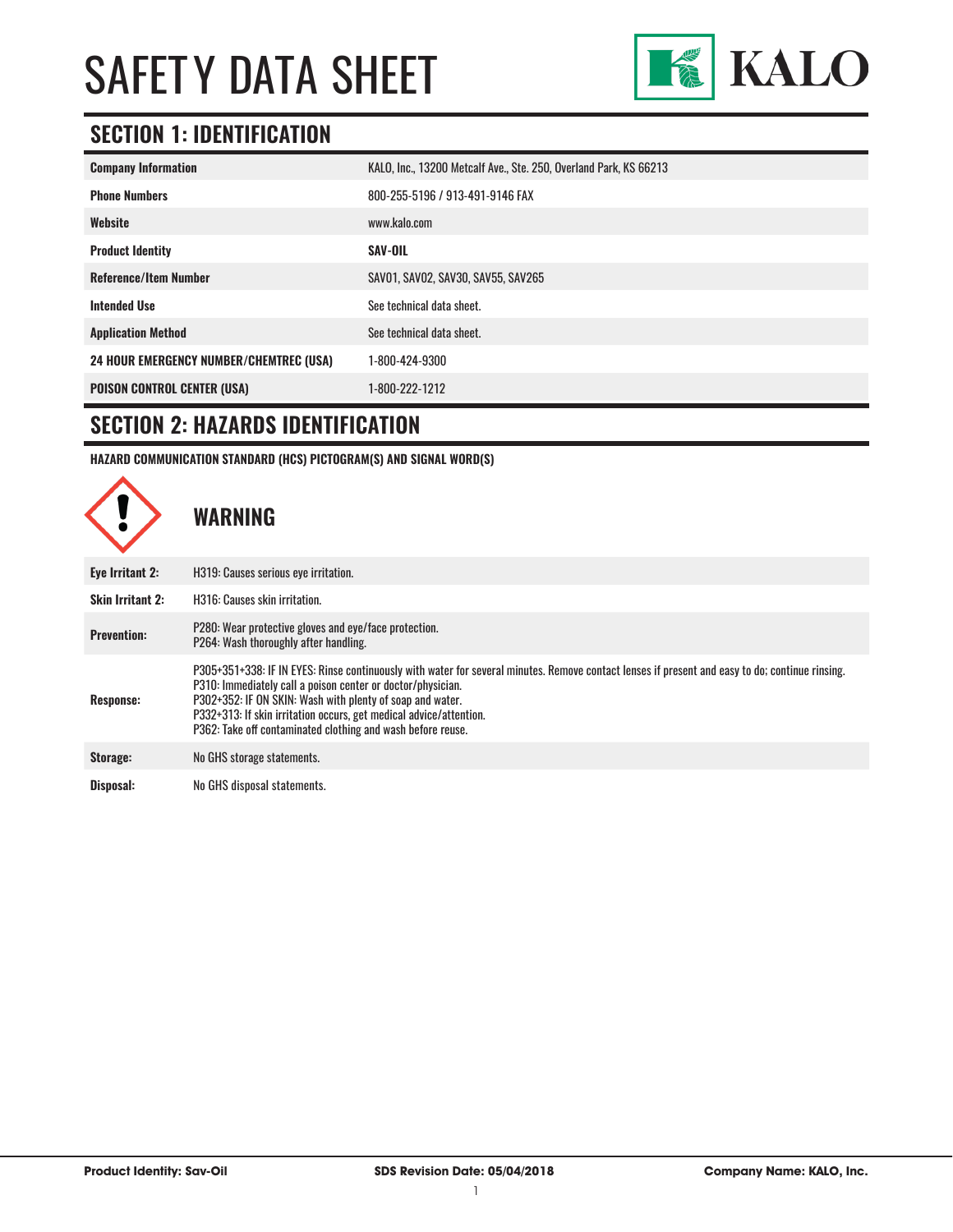# SAFETY DATA SHEET

KALO

## SECTION 1: IDENTIFICATION

| | |
|---|---|
| **Company Information** | KALO, Inc., 13200 Metcalf Ave., Ste. 250, Overland Park, KS 66213 |
| **Phone Numbers** | 800-255-5196 / 913-491-9146 FAX |
| **Website** | www.kalo.com |
| **Product Identity** | **SAV-OIL** |
| **Reference/Item Number** | SAV01, SAV02, SAV30, SAV55, SAV265 |
| **Intended Use** | See technical data sheet. |
| **Application Method** | See technical data sheet. |
| **24 HOUR EMERGENCY NUMBER/CHEMTREC (USA)** | 1-800-424-9300 |
| **POISON CONTROL CENTER (USA)** | 1-800-222-1212 |

## SECTION 2: HAZARDS IDENTIFICATION

**HAZARD COMMUNICATION STANDARD (HCS) PICTOGRAM(S) AND SIGNAL WORD(S)**

### WARNING

| | |
|---|---|
| **Eye Irritant 2:** | H319: Causes serious eye irritation. |
| **Skin Irritant 2:** | H316: Causes skin irritation. |
| **Prevention:** | P280: Wear protective gloves and eye/face protection.<br>P264: Wash thoroughly after handling. |
| **Response:** | P305+351+338: IF IN EYES: Rinse continuously with water for several minutes. Remove contact lenses if present and easy to do; continue rinsing.<br>P310: Immediately call a poison center or doctor/physician.<br>P302+352: IF ON SKIN: Wash with plenty of soap and water.<br>P332+313: If skin irritation occurs, get medical advice/attention.<br>P362: Take off contaminated clothing and wash before reuse. |
| **Storage:** | No GHS storage statements. |
| **Disposal:** | No GHS disposal statements. |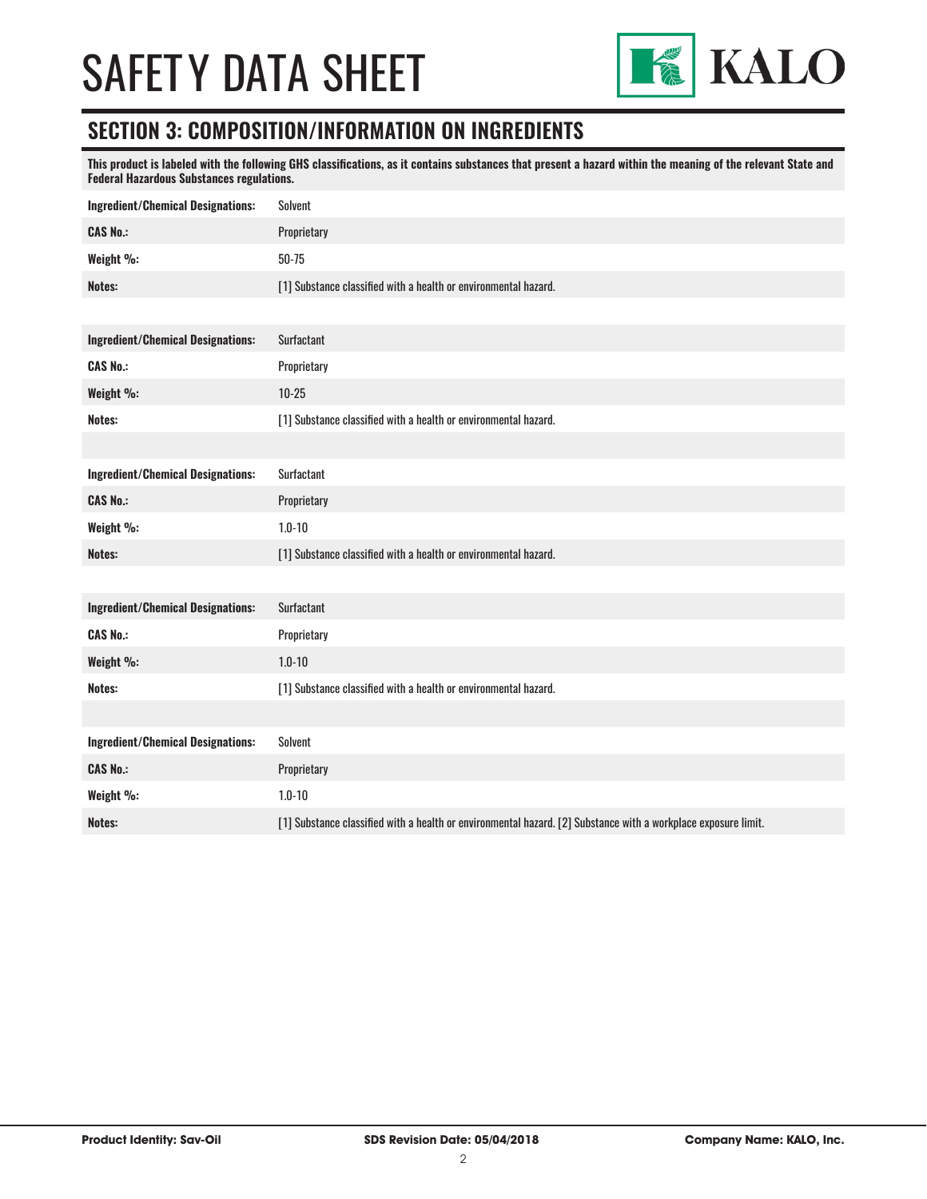# SAFETY DATA SHEET

## SECTION 3: COMPOSITION/INFORMATION ON INGREDIENTS

**This product is labeled with the following GHS classifications, as it contains substances that present a hazard within the meaning of the relevant State and Federal Hazardous Substances regulations.**

| | |
|---|---|
| **Ingredient/Chemical Designations:** | Solvent |
| **CAS No.:** | Proprietary |
| **Weight %:** | 50-75 |
| **Notes:** | [1] Substance classified with a health or environmental hazard. |

| | |
|---|---|
| **Ingredient/Chemical Designations:** | Surfactant |
| **CAS No.:** | Proprietary |
| **Weight %:** | 10-25 |
| **Notes:** | [1] Substance classified with a health or environmental hazard. |

| | |
|---|---|
| **Ingredient/Chemical Designations:** | Surfactant |
| **CAS No.:** | Proprietary |
| **Weight %:** | 1.0-10 |
| **Notes:** | [1] Substance classified with a health or environmental hazard. |

| | |
|---|---|
| **Ingredient/Chemical Designations:** | Surfactant |
| **CAS No.:** | Proprietary |
| **Weight %:** | 1.0-10 |
| **Notes:** | [1] Substance classified with a health or environmental hazard. |

| | |
|---|---|
| **Ingredient/Chemical Designations:** | Solvent |
| **CAS No.:** | Proprietary |
| **Weight %:** | 1.0-10 |
| **Notes:** | [1] Substance classified with a health or environmental hazard. [2] Substance with a workplace exposure limit. |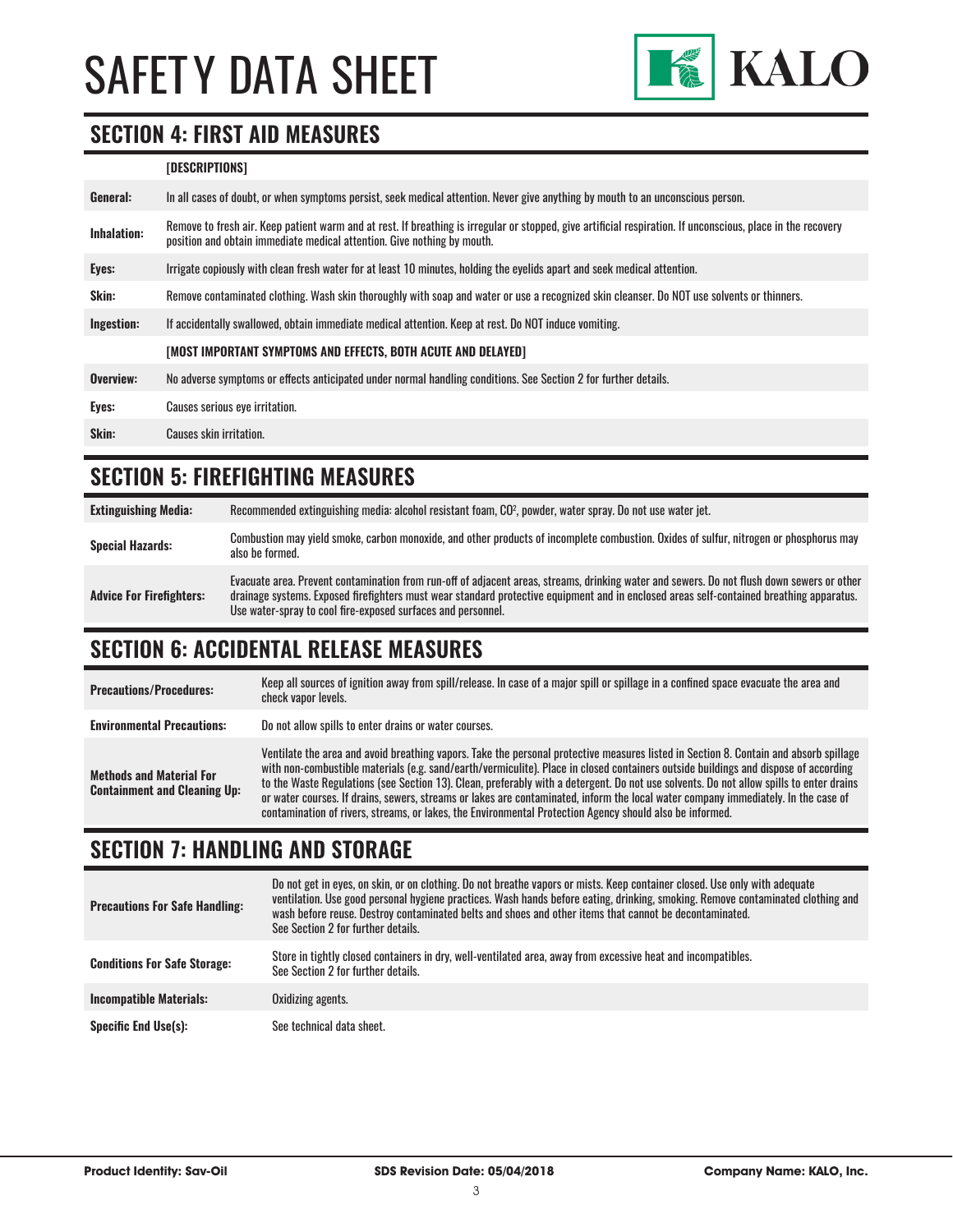# SAFETY DATA SHEET

## SECTION 4: FIRST AID MEASURES

| | [DESCRIPTIONS] |
|---|---|
| **General:** | In all cases of doubt, or when symptoms persist, seek medical attention. Never give anything by mouth to an unconscious person. |
| **Inhalation:** | Remove to fresh air. Keep patient warm and at rest. If breathing is irregular or stopped, give artificial respiration. If unconscious, place in the recovery position and obtain immediate medical attention. Give nothing by mouth. |
| **Eyes:** | Irrigate copiously with clean fresh water for at least 10 minutes, holding the eyelids apart and seek medical attention. |
| **Skin:** | Remove contaminated clothing. Wash skin thoroughly with soap and water or use a recognized skin cleanser. Do NOT use solvents or thinners. |
| **Ingestion:** | If accidentally swallowed, obtain immediate medical attention. Keep at rest. Do NOT induce vomiting. |
| | **[MOST IMPORTANT SYMPTOMS AND EFFECTS, BOTH ACUTE AND DELAYED]** |
| **Overview:** | No adverse symptoms or effects anticipated under normal handling conditions. See Section 2 for further details. |
| **Eyes:** | Causes serious eye irritation. |
| **Skin:** | Causes skin irritation. |

## SECTION 5: FIREFIGHTING MEASURES

| | |
|---|---|
| **Extinguishing Media:** | Recommended extinguishing media: alcohol resistant foam, $CO^2$, powder, water spray. Do not use water jet. |
| **Special Hazards:** | Combustion may yield smoke, carbon monoxide, and other products of incomplete combustion. Oxides of sulfur, nitrogen or phosphorus may also be formed. |
| **Advice For Firefighters:** | Evacuate area. Prevent contamination from run-off of adjacent areas, streams, drinking water and sewers. Do not flush down sewers or other drainage systems. Exposed firefighters must wear standard protective equipment and in enclosed areas self-contained breathing apparatus. Use water-spray to cool fire-exposed surfaces and personnel. |

## SECTION 6: ACCIDENTAL RELEASE MEASURES

| | |
|---|---|
| **Precautions/Procedures:** | Keep all sources of ignition away from spill/release. In case of a major spill or spillage in a confined space evacuate the area and check vapor levels. |
| **Environmental Precautions:** | Do not allow spills to enter drains or water courses. |
| **Methods and Material For Containment and Cleaning Up:** | Ventilate the area and avoid breathing vapors. Take the personal protective measures listed in Section 8. Contain and absorb spillage with non-combustible materials (e.g. sand/earth/vermiculite). Place in closed containers outside buildings and dispose of according to the Waste Regulations (see Section 13). Clean, preferably with a detergent. Do not use solvents. Do not allow spills to enter drains or water courses. If drains, sewers, streams or lakes are contaminated, inform the local water company immediately. In the case of contamination of rivers, streams, or lakes, the Environmental Protection Agency should also be informed. |

## SECTION 7: HANDLING AND STORAGE

| | |
|---|---|
| **Precautions For Safe Handling:** | Do not get in eyes, on skin, or on clothing. Do not breathe vapors or mists. Keep container closed. Use only with adequate ventilation. Use good personal hygiene practices. Wash hands before eating, drinking, smoking. Remove contaminated clothing and wash before reuse. Destroy contaminated belts and shoes and other items that cannot be decontaminated. See Section 2 for further details. |
| **Conditions For Safe Storage:** | Store in tightly closed containers in dry, well-ventilated area, away from excessive heat and incompatibles. See Section 2 for further details. |
| **Incompatible Materials:** | Oxidizing agents. |
| **Specific End Use(s):** | See technical data sheet. |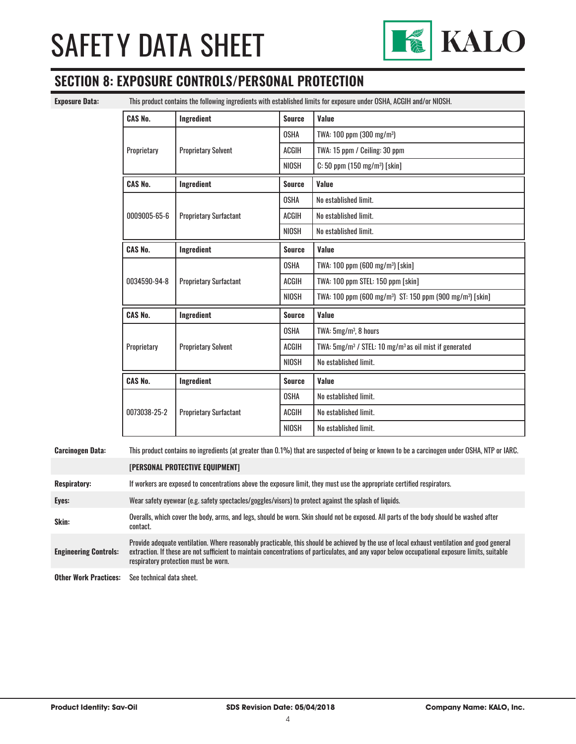## SECTION 8: EXPOSURE CONTROLS/PERSONAL PROTECTION

**Exposure Data:** This product contains the following ingredients with established limits for exposure under OSHA, ACGIH and/or NIOSH.

| CAS No. | Ingredient | Source | Value |
|---|---|---|---|
| Proprietary | Proprietary Solvent | OSHA | TWA: 100 ppm (300 mg/m³) |
| | | ACGIH | TWA: 15 ppm / Ceiling: 30 ppm |
| | | NIOSH | C: 50 ppm (150 mg/m³) [skin] |

| CAS No. | Ingredient | Source | Value |
|---|---|---|---|
| 0009005-65-6 | Proprietary Surfactant | OSHA | No established limit. |
| | | ACGIH | No established limit. |
| | | NIOSH | No established limit. |

| CAS No. | Ingredient | Source | Value |
|---|---|---|---|
| 0034590-94-8 | Proprietary Surfactant | OSHA | TWA: 100 ppm (600 mg/m³) [skin] |
| | | ACGIH | TWA: 100 ppm STEL: 150 ppm [skin] |
| | | NIOSH | TWA: 100 ppm (600 mg/m³) ST: 150 ppm (900 mg/m³) [skin] |

| CAS No. | Ingredient | Source | Value |
|---|---|---|---|
| Proprietary | Proprietary Solvent | OSHA | TWA: 5mg/m³, 8 hours |
| | | ACGIH | TWA: 5mg/m³ / STEL: 10 mg/m³ as oil mist if generated |
| | | NIOSH | No established limit. |

| CAS No. | Ingredient | Source | Value |
|---|---|---|---|
| 0073038-25-2 | Proprietary Surfactant | OSHA | No established limit. |
| | | ACGIH | No established limit. |
| | | NIOSH | No established limit. |

**Carcinogen Data:** This product contains no ingredients (at greater than 0.1%) that are suspected of being or known to be a carcinogen under OSHA, NTP or IARC.

**[PERSONAL PROTECTIVE EQUIPMENT]**

**Respiratory:** If workers are exposed to concentrations above the exposure limit, they must use the appropriate certified respirators.

**Eyes:** Wear safety eyewear (e.g. safety spectacles/goggles/visors) to protect against the splash of liquids.

**Skin:** Overalls, which cover the body, arms, and legs, should be worn. Skin should not be exposed. All parts of the body should be washed after contact.

**Engineering Controls:** Provide adequate ventilation. Where reasonably practicable, this should be achieved by the use of local exhaust ventilation and good general extraction. If these are not sufficient to maintain concentrations of particulates, and any vapor below occupational exposure limits, suitable respiratory protection must be worn.

**Other Work Practices:** See technical data sheet.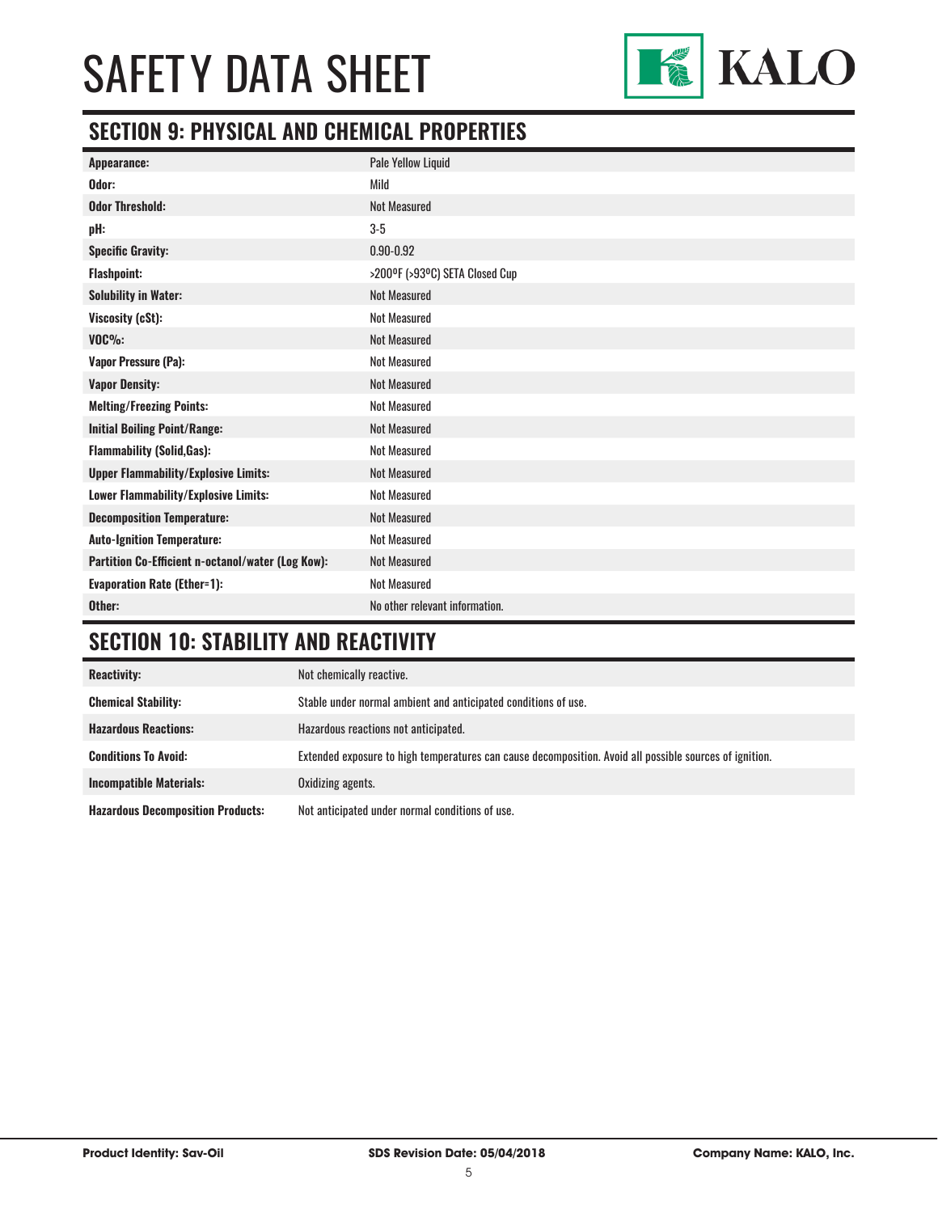## SECTION 9: PHYSICAL AND CHEMICAL PROPERTIES

| | |
|---|---|
| **Appearance:** | Pale Yellow Liquid |
| **Odor:** | Mild |
| **Odor Threshold:** | Not Measured |
| **pH:** | 3-5 |
| **Specific Gravity:** | 0.90-0.92 |
| **Flashpoint:** | >200ºF (>93ºC) SETA Closed Cup |
| **Solubility in Water:** | Not Measured |
| **Viscosity (cSt):** | Not Measured |
| **VOC%:** | Not Measured |
| **Vapor Pressure (Pa):** | Not Measured |
| **Vapor Density:** | Not Measured |
| **Melting/Freezing Points:** | Not Measured |
| **Initial Boiling Point/Range:** | Not Measured |
| **Flammability (Solid,Gas):** | Not Measured |
| **Upper Flammability/Explosive Limits:** | Not Measured |
| **Lower Flammability/Explosive Limits:** | Not Measured |
| **Decomposition Temperature:** | Not Measured |
| **Auto-Ignition Temperature:** | Not Measured |
| **Partition Co-Efficient n-octanol/water (Log Kow):** | Not Measured |
| **Evaporation Rate (Ether=1):** | Not Measured |
| **Other:** | No other relevant information. |

## SECTION 10: STABILITY AND REACTIVITY

| | |
|---|---|
| **Reactivity:** | Not chemically reactive. |
| **Chemical Stability:** | Stable under normal ambient and anticipated conditions of use. |
| **Hazardous Reactions:** | Hazardous reactions not anticipated. |
| **Conditions To Avoid:** | Extended exposure to high temperatures can cause decomposition. Avoid all possible sources of ignition. |
| **Incompatible Materials:** | Oxidizing agents. |
| **Hazardous Decomposition Products:** | Not anticipated under normal conditions of use. |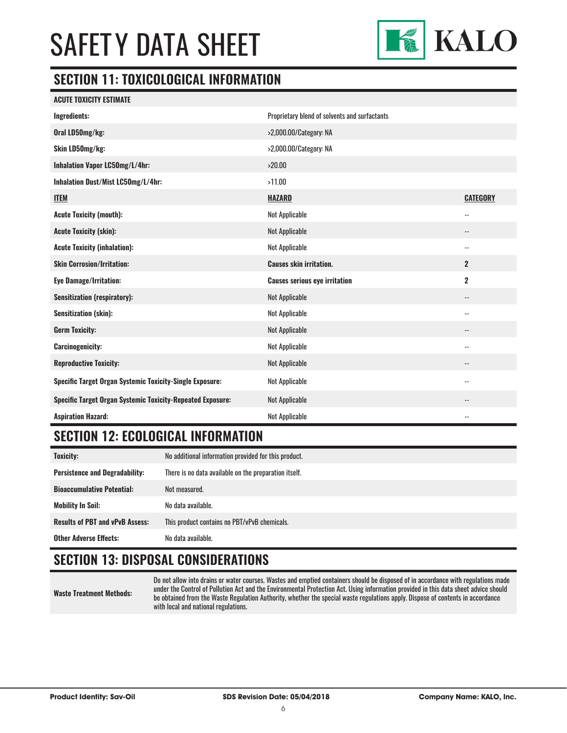# SAFETY DATA SHEET

## SECTION 11: TOXICOLOGICAL INFORMATION

| ACUTE TOXICITY ESTIMATE | | |
|---|---|---|
| **Ingredients:** | Proprietary blend of solvents and surfactants | |
| **Oral LD50mg/kg:** | >2,000.00/Category: NA | |
| **Skin LD50mg/kg:** | >2,000.00/Category: NA | |
| **Inhalation Vapor LC50mg/L/4hr:** | >20.00 | |
| **Inhalation Dust/Mist LC50mg/L/4hr:** | >11.00 | |
| **ITEM** | **HAZARD** | **CATEGORY** |
| **Acute Toxicity (mouth):** | Not Applicable | -- |
| **Acute Toxicity (skin):** | Not Applicable | -- |
| **Acute Toxicity (inhalation):** | Not Applicable | -- |
| **Skin Corrosion/Irritation:** | **Causes skin irritation.** | **2** |
| **Eye Damage/Irritation:** | **Causes serious eye irritation** | **2** |
| **Sensitization (respiratory):** | Not Applicable | -- |
| **Sensitization (skin):** | Not Applicable | -- |
| **Germ Toxicity:** | Not Applicable | -- |
| **Carcinogenicity:** | Not Applicable | -- |
| **Reproductive Toxicity:** | Not Applicable | -- |
| **Specific Target Organ Systemic Toxicity-Single Exposure:** | Not Applicable | -- |
| **Specific Target Organ Systemic Toxicity-Repeated Exposure:** | Not Applicable | -- |
| **Aspiration Hazard:** | Not Applicable | -- |

## SECTION 12: ECOLOGICAL INFORMATION

| | |
|---|---|
| **Toxicity:** | No additional information provided for this product. |
| **Persistence and Degradability:** | There is no data available on the preparation itself. |
| **Bioaccumulative Potential:** | Not measured. |
| **Mobility In Soil:** | No data available. |
| **Results of PBT and vPvB Assess:** | This product contains no PBT/vPvB chemicals. |
| **Other Adverse Effects:** | No data available. |

## SECTION 13: DISPOSAL CONSIDERATIONS

| | |
|---|---|
| **Waste Treatment Methods:** | Do not allow into drains or water courses. Wastes and emptied containers should be disposed of in accordance with regulations made under the Control of Pollution Act and the Environmental Protection Act. Using information provided in this data sheet advice should be obtained from the Waste Regulation Authority, whether the special waste regulations apply. Dispose of contents in accordance with local and national regulations. |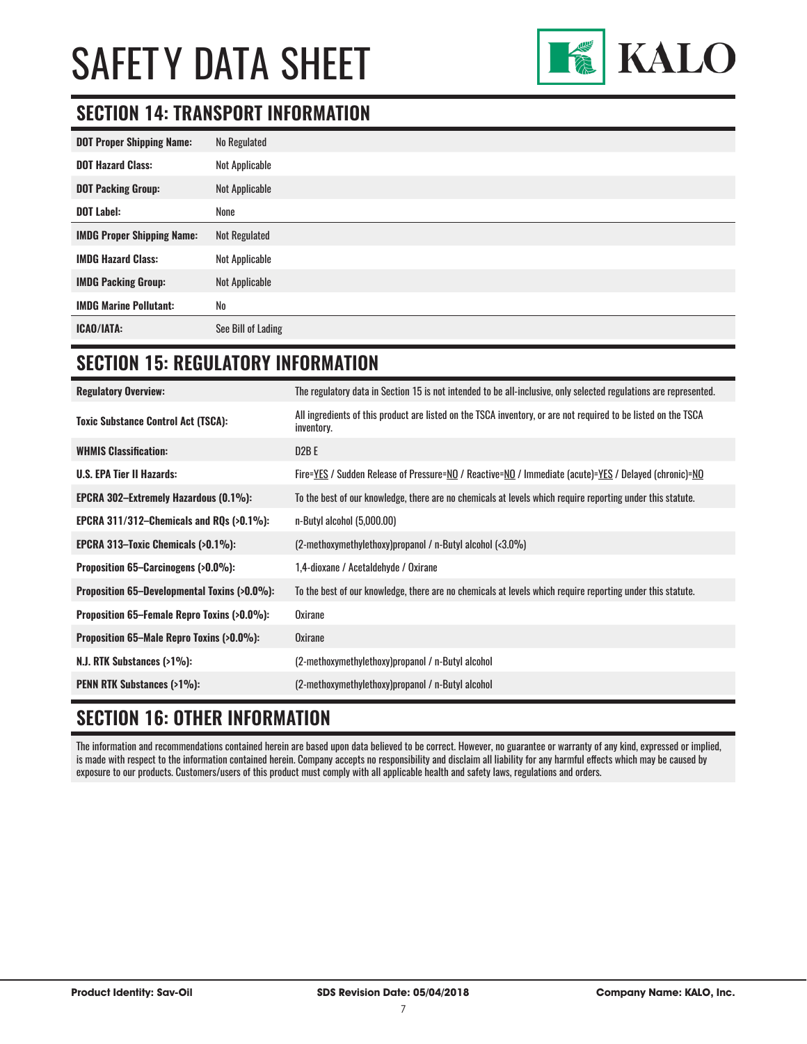# SAFETY DATA SHEET

## SECTION 14: TRANSPORT INFORMATION

| | |
|---|---|
| **DOT Proper Shipping Name:** | No Regulated |
| **DOT Hazard Class:** | Not Applicable |
| **DOT Packing Group:** | Not Applicable |
| **DOT Label:** | None |
| **IMDG Proper Shipping Name:** | Not Regulated |
| **IMDG Hazard Class:** | Not Applicable |
| **IMDG Packing Group:** | Not Applicable |
| **IMDG Marine Pollutant:** | No |
| **ICAO/IATA:** | See Bill of Lading |

## SECTION 15: REGULATORY INFORMATION

| | |
|---|---|
| **Regulatory Overview:** | The regulatory data in Section 15 is not intended to be all-inclusive, only selected regulations are represented. |
| **Toxic Substance Control Act (TSCA):** | All ingredients of this product are listed on the TSCA inventory, or are not required to be listed on the TSCA inventory. |
| **WHMIS Classification:** | D2B E |
| **U.S. EPA Tier II Hazards:** | Fire=YES / Sudden Release of Pressure=NO / Reactive=NO / Immediate (acute)=YES / Delayed (chronic)=NO |
| **EPCRA 302–Extremely Hazardous (0.1%):** | To the best of our knowledge, there are no chemicals at levels which require reporting under this statute. |
| **EPCRA 311/312–Chemicals and RQs (>0.1%):** | n-Butyl alcohol (5,000.00) |
| **EPCRA 313–Toxic Chemicals (>0.1%):** | (2-methoxymethylethoxy)propanol / n-Butyl alcohol (<3.0%) |
| **Proposition 65–Carcinogens (>0.0%):** | 1,4-dioxane / Acetaldehyde / Oxirane |
| **Proposition 65–Developmental Toxins (>0.0%):** | To the best of our knowledge, there are no chemicals at levels which require reporting under this statute. |
| **Proposition 65–Female Repro Toxins (>0.0%):** | Oxirane |
| **Proposition 65–Male Repro Toxins (>0.0%):** | Oxirane |
| **N.J. RTK Substances (>1%):** | (2-methoxymethylethoxy)propanol / n-Butyl alcohol |
| **PENN RTK Substances (>1%):** | (2-methoxymethylethoxy)propanol / n-Butyl alcohol |

## SECTION 16: OTHER INFORMATION

The information and recommendations contained herein are based upon data believed to be correct. However, no guarantee or warranty of any kind, expressed or implied, is made with respect to the information contained herein. Company accepts no responsibility and disclaim all liability for any harmful effects which may be caused by exposure to our products. Customers/users of this product must comply with all applicable health and safety laws, regulations and orders.